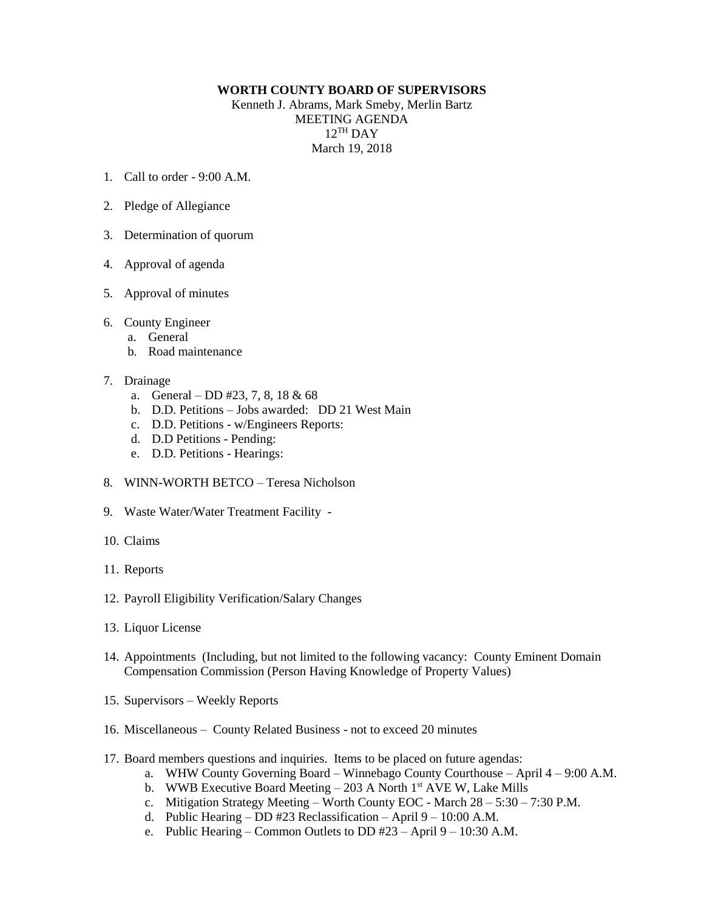**WORTH COUNTY BOARD OF SUPERVISORS**

Kenneth J. Abrams, Mark Smeby, Merlin Bartz

MEETING AGENDA

12TH DAY

March 19, 2018

1. Call to order - 9:00 A.M.

2. Pledge of Allegiance

3. Determination of quorum

4. Approval of agenda

5. Approval of minutes

6. County Engineer
   a. General
   b. Road maintenance

7. Drainage
   a. General – DD #23, 7, 8, 18 & 68
   b. D.D. Petitions – Jobs awarded: DD 21 West Main
   c. D.D. Petitions - w/Engineers Reports:
   d. D.D Petitions - Pending:
   e. D.D. Petitions - Hearings:

8. WINN-WORTH BETCO – Teresa Nicholson

9. Waste Water/Water Treatment Facility -

10. Claims

11. Reports

12. Payroll Eligibility Verification/Salary Changes

13. Liquor License

14. Appointments (Including, but not limited to the following vacancy: County Eminent Domain Compensation Commission (Person Having Knowledge of Property Values)

15. Supervisors – Weekly Reports

16. Miscellaneous – County Related Business - not to exceed 20 minutes

17. Board members questions and inquiries. Items to be placed on future agendas:
    a. WHW County Governing Board – Winnebago County Courthouse – April 4 – 9:00 A.M.
    b. WWB Executive Board Meeting – 203 A North 1st AVE W, Lake Mills
    c. Mitigation Strategy Meeting – Worth County EOC - March 28 – 5:30 – 7:30 P.M.
    d. Public Hearing – DD #23 Reclassification – April 9 – 10:00 A.M.
    e. Public Hearing – Common Outlets to DD #23 – April 9 – 10:30 A.M.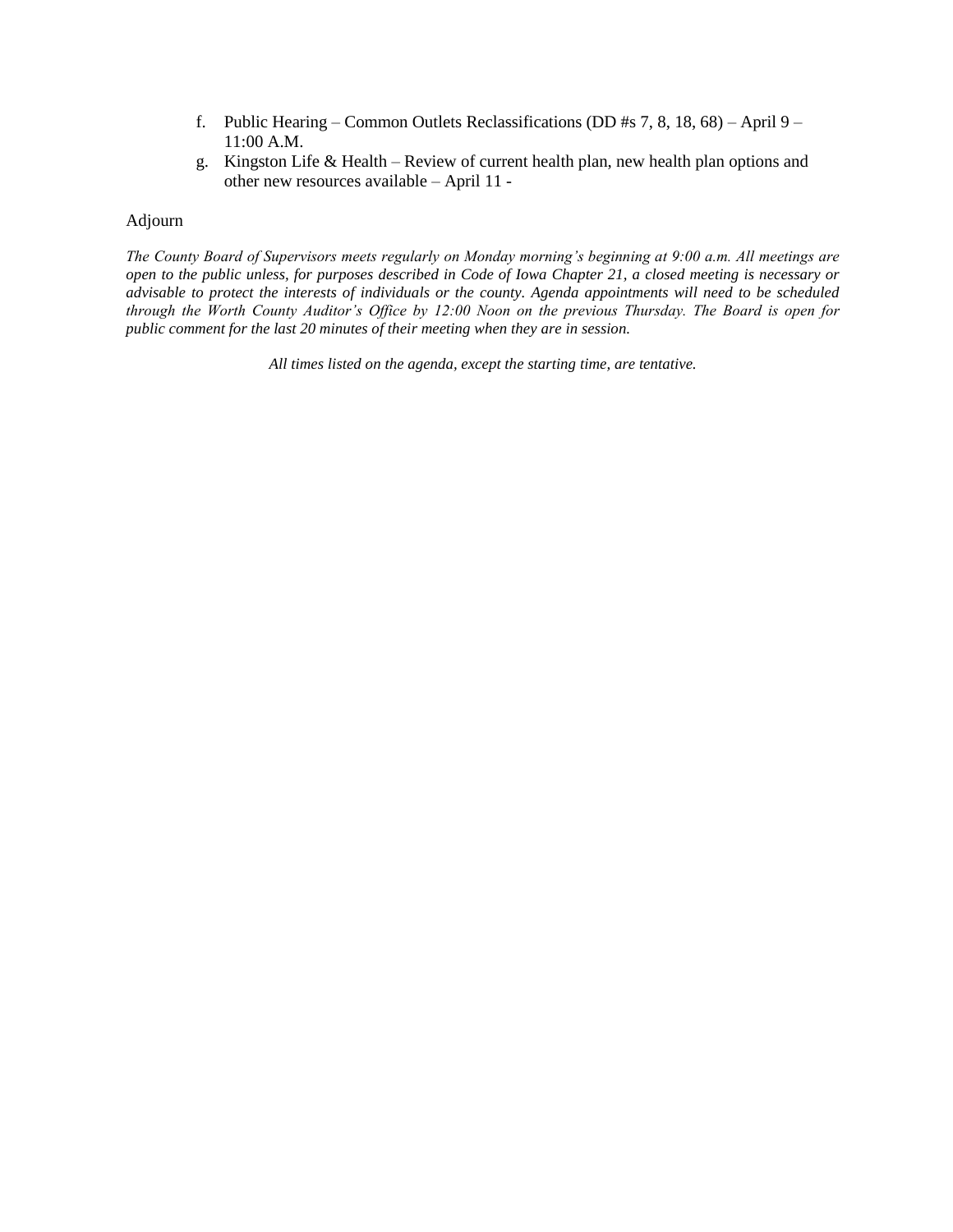f. Public Hearing – Common Outlets Reclassifications (DD #s 7, 8, 18, 68) – April 9 – 11:00 A.M.
g. Kingston Life & Health – Review of current health plan, new health plan options and other new resources available – April 11 -

Adjourn

*The County Board of Supervisors meets regularly on Monday morning's beginning at 9:00 a.m. All meetings are open to the public unless, for purposes described in Code of Iowa Chapter 21, a closed meeting is necessary or advisable to protect the interests of individuals or the county. Agenda appointments will need to be scheduled through the Worth County Auditor's Office by 12:00 Noon on the previous Thursday. The Board is open for public comment for the last 20 minutes of their meeting when they are in session.*

*All times listed on the agenda, except the starting time, are tentative.*